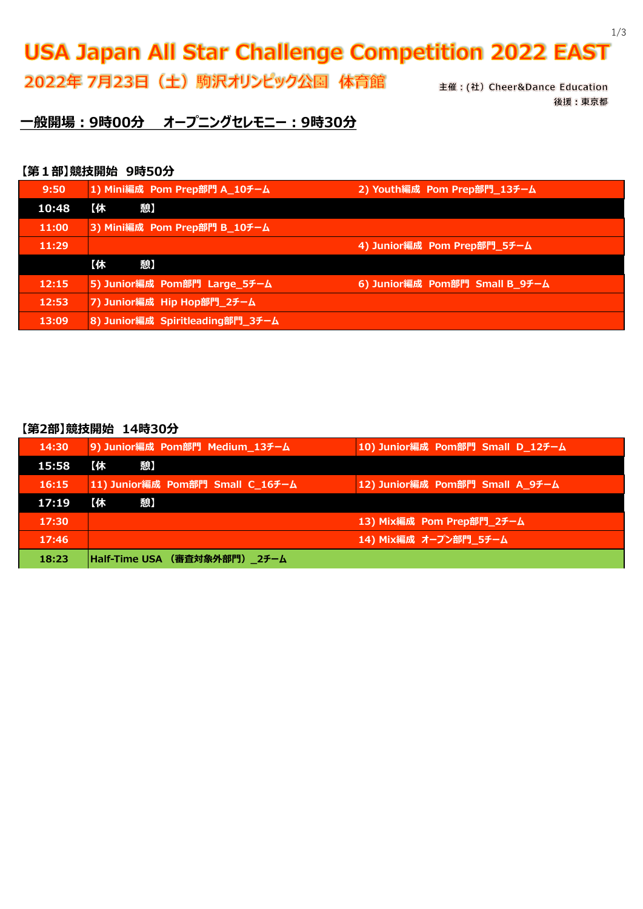# USA Japan All Star Challenge Competition 2022 EAST

## 2022年 7月23日（土）駒沢オリンピック公園 体育館

主催：(社）Cheer&Dance Education
後援：東京都

**一般開場：9時00分　オープニングセレモニー：9時30分**

### 【第１部】競技開始 9時50分

| 時刻 | | |
|---|---|---|
| 9:50 | 1) Mini編成 Pom Prep部門 A_10チーム | 2) Youth編成 Pom Prep部門_13チーム |
| 10:48 | 【休　　　憩】 | |
| 11:00 | 3) Mini編成 Pom Prep部門 B_10チーム | |
| 11:29 | | 4) Junior編成 Pom Prep部門_5チーム |
| | 【休　　　憩】 | |
| 12:15 | 5) Junior編成 Pom部門 Large_5チーム | 6) Junior編成 Pom部門 Small B_9チーム |
| 12:53 | 7) Junior編成 Hip Hop部門_2チーム | |
| 13:09 | 8) Junior編成 Spiritleading部門_3チーム | |

### 【第2部】競技開始 14時30分

| 時刻 | | |
|---|---|---|
| 14:30 | 9) Junior編成 Pom部門 Medium_13チーム | 10) Junior編成 Pom部門 Small D_12チーム |
| 15:58 | 【休　　　憩】 | |
| 16:15 | 11) Junior編成 Pom部門 Small C_16チーム | 12) Junior編成 Pom部門 Small A_9チーム |
| 17:19 | 【休　　　憩】 | |
| 17:30 | | 13) Mix編成 Pom Prep部門_2チーム |
| 17:46 | | 14) Mix編成 オープン部門_5チーム |
| 18:23 | Half-Time USA （審査対象外部門）_2チーム | |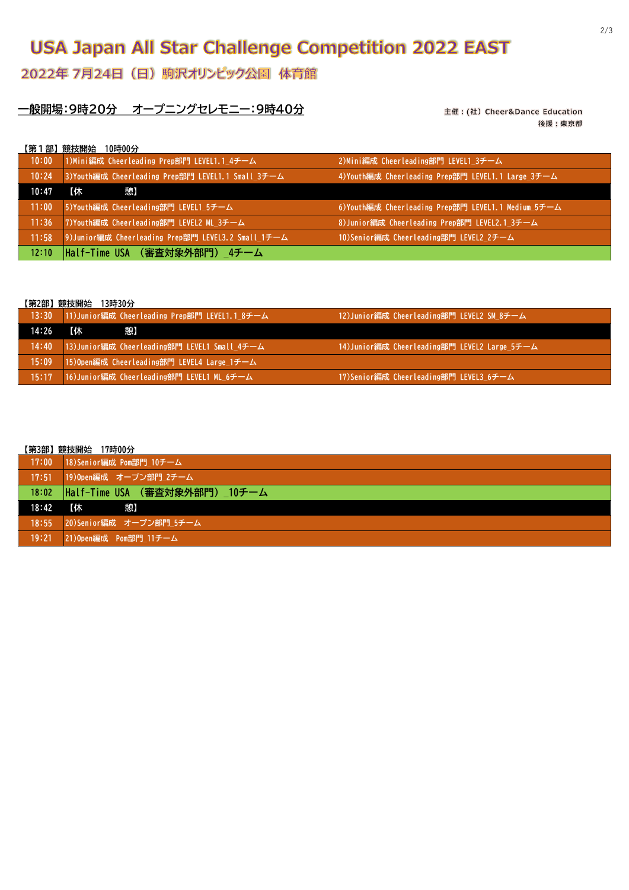# USA Japan All Star Challenge Competition 2022 EAST

## 2022年 7月24日（日）駒沢オリンピック公園　体育館

**一般開場:9時20分　オープニングセレモニー:9時40分**

主催：(社) Cheer&Dance Education
後援：東京都

【第１部】競技開始　10時00分

| 時刻 | | |
|---|---|---|
| 10:00 | 1)Mini編成 Cheerleading Prep部門 LEVEL1.1_4チーム | 2)Mini編成 Cheerleading部門 LEVEL1_3チーム |
| 10:24 | 3)Youth編成 Cheerleading Prep部門 LEVEL1.1 Small_3チーム | 4)Youth編成 Cheerleading Prep部門 LEVEL1.1 Large_3チーム |
| 10:47 | 【休　　　憩】 | |
| 11:00 | 5)Youth編成 Cheerleading部門 LEVEL1_5チーム | 6)Youth編成 Cheerleading Prep部門 LEVEL1.1 Medium_5チーム |
| 11:36 | 7)Youth編成 Cheerleading部門 LEVEL2 ML_3チーム | 8)Junior編成 Cheerleading Prep部門 LEVEL2.1_3チーム |
| 11:58 | 9)Junior編成 Cheerleading Prep部門 LEVEL3.2 Small_1チーム | 10)Senior編成 Cheerleading部門 LEVEL2_2チーム |
| 12:10 | Half-Time USA （審査対象外部門）_4チーム | |

【第2部】競技開始　13時30分

| 時刻 | | |
|---|---|---|
| 13:30 | 11)Junior編成 Cheerleading Prep部門 LEVEL1.1_8チーム | 12)Junior編成 Cheerleading部門 LEVEL2 SM_8チーム |
| 14:26 | 【休　　　憩】 | |
| 14:40 | 13)Junior編成 Cheerleading部門 LEVEL1 Small_4チーム | 14)Junior編成 Cheerleading部門 LEVEL2 Large_5チーム |
| 15:09 | 15)Open編成 Cheerleading部門 LEVEL4 Large_1チーム | |
| 15:17 | 16)Junior編成 Cheerleading部門 LEVEL1 ML_6チーム | 17)Senior編成 Cheerleading部門 LEVEL3_6チーム |

【第3部】競技開始　17時00分

| 時刻 | |
|---|---|
| 17:00 | 18)Senior編成 Pom部門_10チーム |
| 17:51 | 19)Open編成　オープン部門_2チーム |
| 18:02 | Half-Time USA （審査対象外部門）_10チーム |
| 18:42 | 【休　　　憩】 |
| 18:55 | 20)Senior編成　オープン部門_5チーム |
| 19:21 | 21)Open編成　Pom部門_11チーム |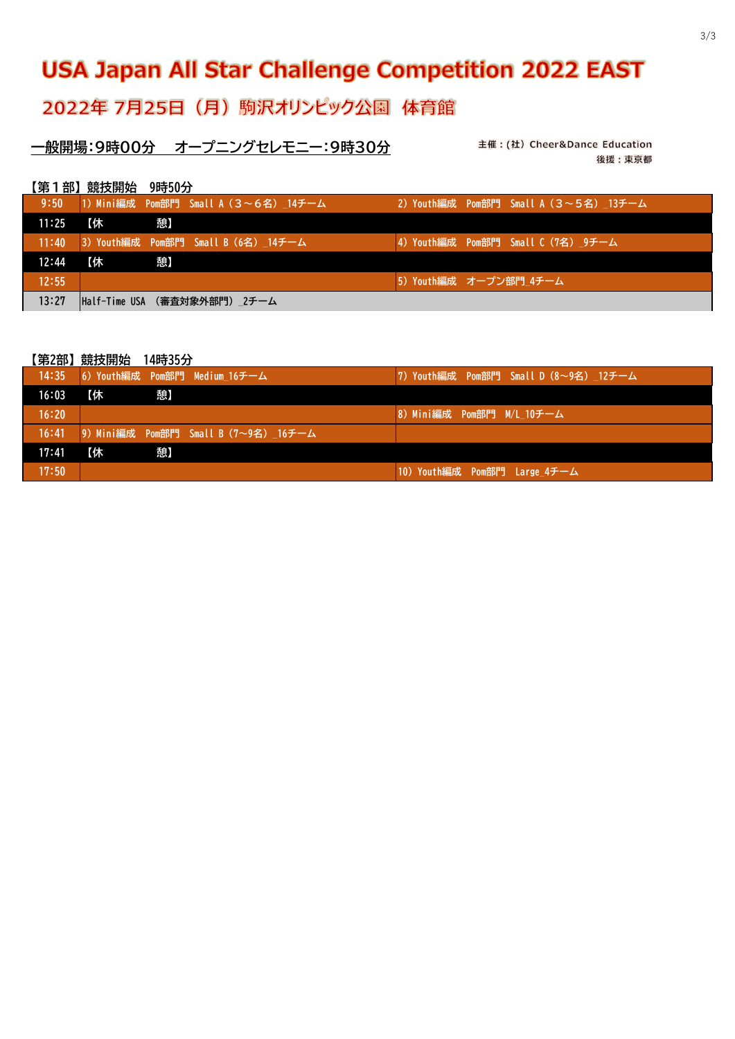# USA Japan All Star Challenge Competition 2022 EAST

## 2022年 7月25日（月）駒沢オリンピック公園 体育館

一般開場:9時00分　オープニングセレモニー:9時30分

主催：(社) Cheer&Dance Education
後援：東京都

【第１部】競技開始　9時50分

| | | |
|---|---|---|
| 9:50 | 1) Mini編成　Pom部門　Small A（3～6名）_14チーム | 2) Youth編成　Pom部門　Small A（3～5名）_13チーム |
| 11:25 | 【休　　憩】 | |
| 11:40 | 3) Youth編成　Pom部門　Small B（6名）_14チーム | 4) Youth編成　Pom部門　Small C（7名）_9チーム |
| 12:44 | 【休　　憩】 | |
| 12:55 | | 5) Youth編成　オープン部門_4チーム |
| 13:27 | Half-Time USA （審査対象外部門）_2チーム | |

【第2部】競技開始　14時35分

| | | |
|---|---|---|
| 14:35 | 6) Youth編成　Pom部門　Medium_16チーム | 7) Youth編成　Pom部門　Small D（8～9名）_12チーム |
| 16:03 | 【休　　憩】 | |
| 16:20 | | 8) Mini編成　Pom部門　M/L_10チーム |
| 16:41 | 9) Mini編成　Pom部門　Small B（7～9名）_16チーム | |
| 17:41 | 【休　　憩】 | |
| 17:50 | | 10) Youth編成　Pom部門　Large_4チーム |